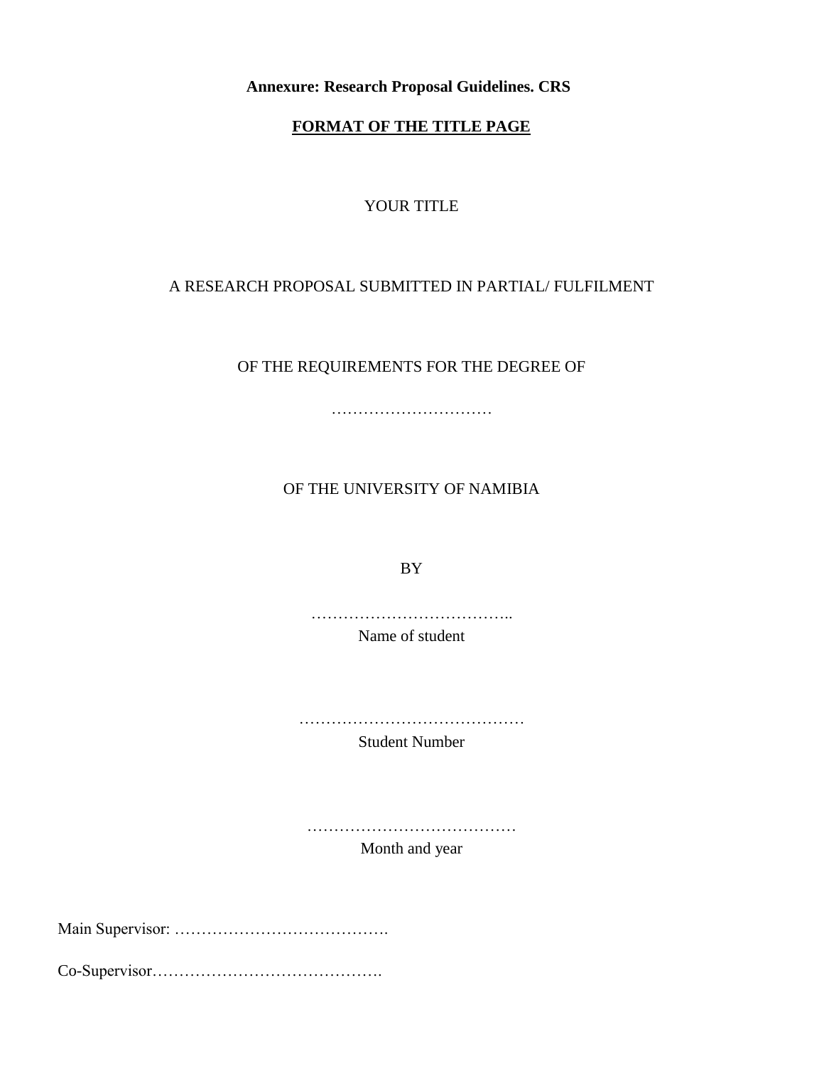**Annexure: Research Proposal Guidelines. CRS**

**<u>FORMAT OF THE TITLE PAGE</u>**

YOUR TITLE

A RESEARCH PROPOSAL SUBMITTED IN PARTIAL/ FULFILMENT

OF THE REQUIREMENTS FOR THE DEGREE OF

…………………………

OF THE UNIVERSITY OF NAMIBIA

BY

………………………………..
Name of student

……………………………………
Student Number

…………………………………
Month and year

Main Supervisor: ………………………………….

Co-Supervisor…………………………………….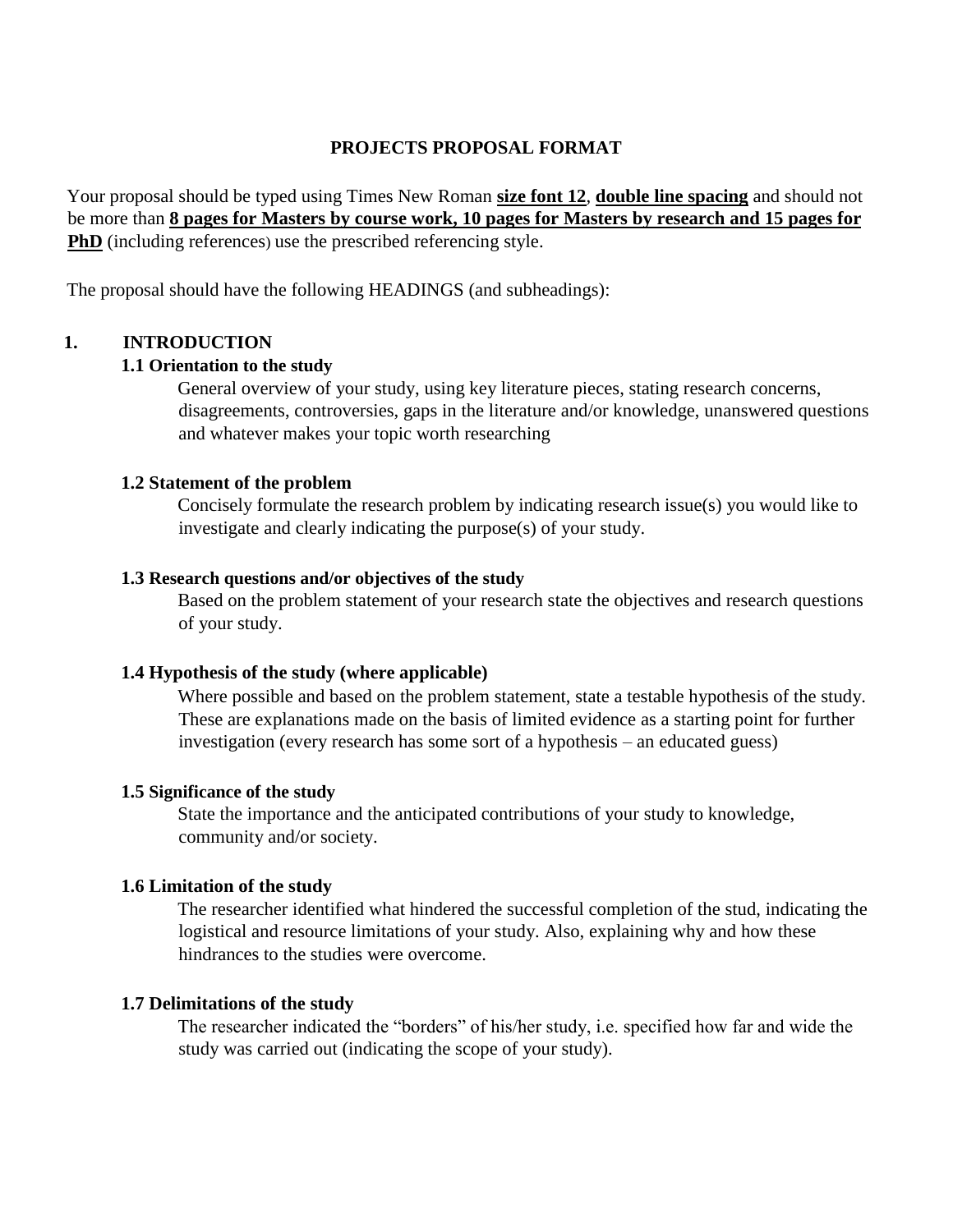# PROJECTS PROPOSAL FORMAT

Your proposal should be typed using Times New Roman **size font 12**, **double line spacing** and should not be more than **8 pages for Masters by course work, 10 pages for Masters by research and 15 pages for PhD** (including references) use the prescribed referencing style.

The proposal should have the following HEADINGS (and subheadings):

## 1. INTRODUCTION

### 1.1 Orientation to the study

General overview of your study, using key literature pieces, stating research concerns, disagreements, controversies, gaps in the literature and/or knowledge, unanswered questions and whatever makes your topic worth researching

### 1.2 Statement of the problem

Concisely formulate the research problem by indicating research issue(s) you would like to investigate and clearly indicating the purpose(s) of your study.

### 1.3 Research questions and/or objectives of the study

Based on the problem statement of your research state the objectives and research questions of your study.

### 1.4 Hypothesis of the study (where applicable)

Where possible and based on the problem statement, state a testable hypothesis of the study. These are explanations made on the basis of limited evidence as a starting point for further investigation (every research has some sort of a hypothesis – an educated guess)

### 1.5 Significance of the study

State the importance and the anticipated contributions of your study to knowledge, community and/or society.

### 1.6 Limitation of the study

The researcher identified what hindered the successful completion of the stud, indicating the logistical and resource limitations of your study. Also, explaining why and how these hindrances to the studies were overcome.

### 1.7 Delimitations of the study

The researcher indicated the "borders" of his/her study, i.e. specified how far and wide the study was carried out (indicating the scope of your study).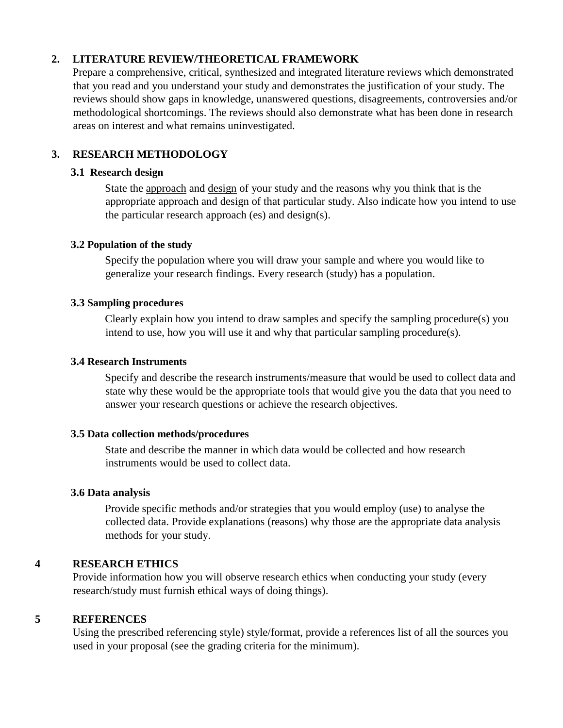## 2. LITERATURE REVIEW/THEORETICAL FRAMEWORK

Prepare a comprehensive, critical, synthesized and integrated literature reviews which demonstrated that you read and you understand your study and demonstrates the justification of your study. The reviews should show gaps in knowledge, unanswered questions, disagreements, controversies and/or methodological shortcomings. The reviews should also demonstrate what has been done in research areas on interest and what remains uninvestigated.

## 3. RESEARCH METHODOLOGY

### 3.1 Research design

State the <u>approach</u> and <u>design</u> of your study and the reasons why you think that is the appropriate approach and design of that particular study. Also indicate how you intend to use the particular research approach (es) and design(s).

### 3.2 Population of the study

Specify the population where you will draw your sample and where you would like to generalize your research findings. Every research (study) has a population.

### 3.3 Sampling procedures

Clearly explain how you intend to draw samples and specify the sampling procedure(s) you intend to use, how you will use it and why that particular sampling procedure(s).

### 3.4 Research Instruments

Specify and describe the research instruments/measure that would be used to collect data and state why these would be the appropriate tools that would give you the data that you need to answer your research questions or achieve the research objectives.

### 3.5 Data collection methods/procedures

State and describe the manner in which data would be collected and how research instruments would be used to collect data.

### 3.6 Data analysis

Provide specific methods and/or strategies that you would employ (use) to analyse the collected data. Provide explanations (reasons) why those are the appropriate data analysis methods for your study.

## 4 RESEARCH ETHICS

Provide information how you will observe research ethics when conducting your study (every research/study must furnish ethical ways of doing things).

## 5 REFERENCES

Using the prescribed referencing style) style/format, provide a references list of all the sources you used in your proposal (see the grading criteria for the minimum).